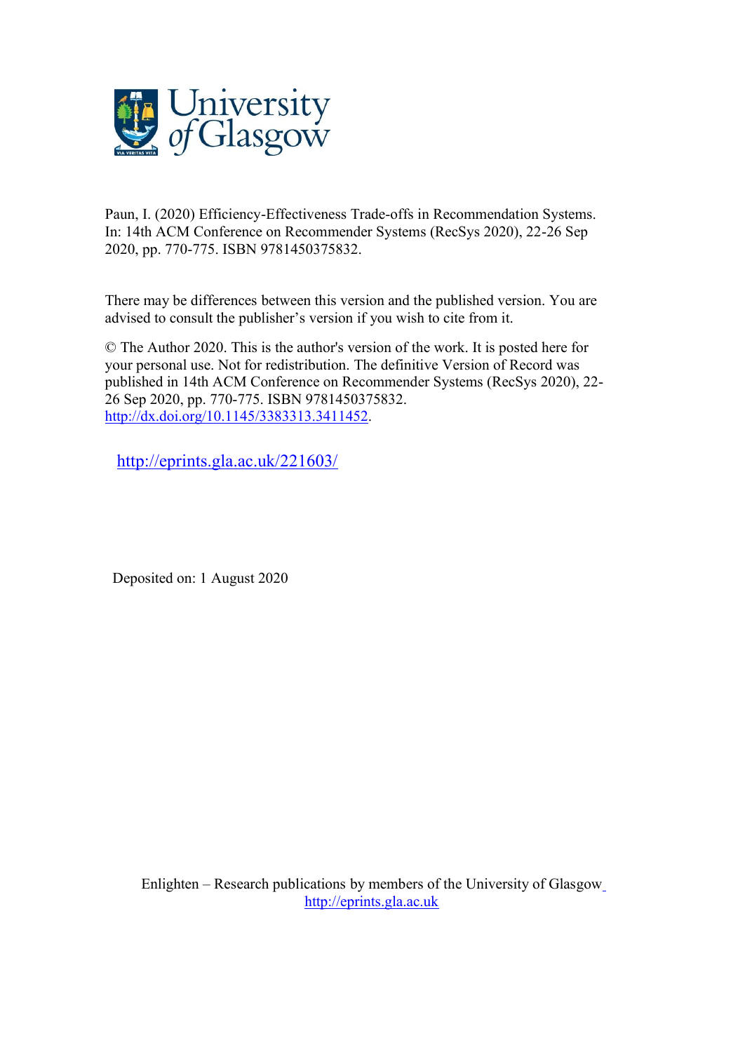Paun, I. (2020) Efficiency-Effectiveness Trade-offs in Recommendation Systems. In: 14th ACM Conference on Recommender Systems (RecSys 2020), 22-26 Sep 2020, pp. 770-775. ISBN 9781450375832.

There may be differences between this version and the published version. You are advised to consult the publisher's version if you wish to cite from it.

© The Author 2020. This is the author's version of the work. It is posted here for your personal use. Not for redistribution. The definitive Version of Record was published in 14th ACM Conference on Recommender Systems (RecSys 2020), 22-26 Sep 2020, pp. 770-775. ISBN 9781450375832. http://dx.doi.org/10.1145/3383313.3411452.

http://eprints.gla.ac.uk/221603/

Deposited on: 1 August 2020

Enlighten – Research publications by members of the University of Glasgow http://eprints.gla.ac.uk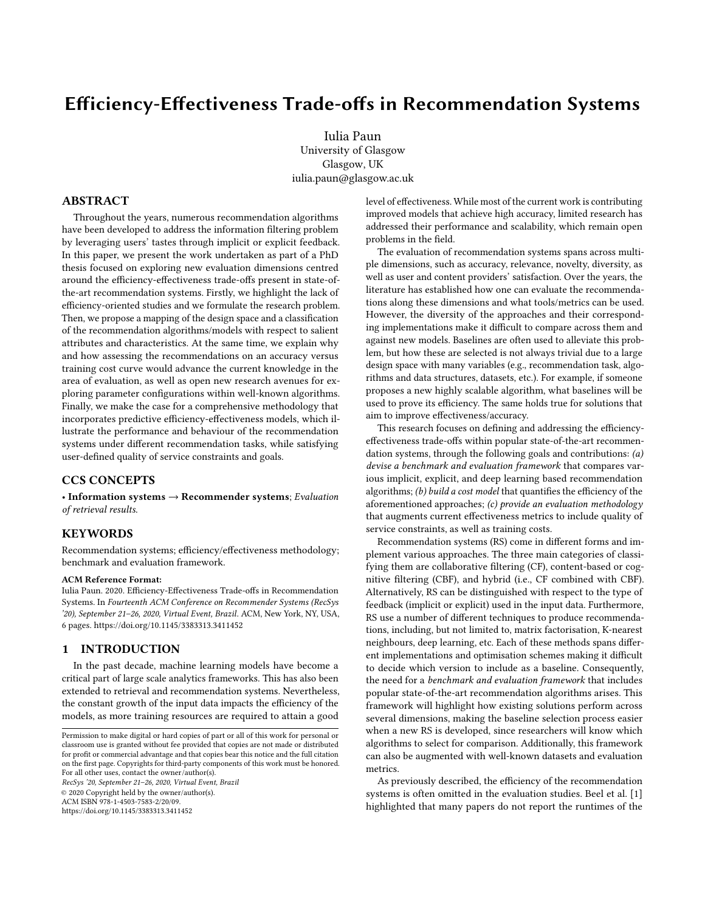# Efficiency-Effectiveness Trade-offs in Recommendation Systems

Iulia Paun
University of Glasgow
Glasgow, UK
iulia.paun@glasgow.ac.uk

## ABSTRACT

Throughout the years, numerous recommendation algorithms have been developed to address the information filtering problem by leveraging users' tastes through implicit or explicit feedback. In this paper, we present the work undertaken as part of a PhD thesis focused on exploring new evaluation dimensions centred around the efficiency-effectiveness trade-offs present in state-of-the-art recommendation systems. Firstly, we highlight the lack of efficiency-oriented studies and we formulate the research problem. Then, we propose a mapping of the design space and a classification of the recommendation algorithms/models with respect to salient attributes and characteristics. At the same time, we explain why and how assessing the recommendations on an accuracy versus training cost curve would advance the current knowledge in the area of evaluation, as well as open new research avenues for exploring parameter configurations within well-known algorithms. Finally, we make the case for a comprehensive methodology that incorporates predictive efficiency-effectiveness models, which illustrate the performance and behaviour of the recommendation systems under different recommendation tasks, while satisfying user-defined quality of service constraints and goals.

## CCS CONCEPTS

• **Information systems → Recommender systems**; *Evaluation of retrieval results.*

## KEYWORDS

Recommendation systems; efficiency/effectiveness methodology; benchmark and evaluation framework.

**ACM Reference Format:**
Iulia Paun. 2020. Efficiency-Effectiveness Trade-offs in Recommendation Systems. In *Fourteenth ACM Conference on Recommender Systems (RecSys '20), September 21–26, 2020, Virtual Event, Brazil.* ACM, New York, NY, USA, 6 pages. https://doi.org/10.1145/3383313.3411452

## 1 INTRODUCTION

In the past decade, machine learning models have become a critical part of large scale analytics frameworks. This has also been extended to retrieval and recommendation systems. Nevertheless, the constant growth of the input data impacts the efficiency of the models, as more training resources are required to attain a good level of effectiveness. While most of the current work is contributing improved models that achieve high accuracy, limited research has addressed their performance and scalability, which remain open problems in the field.

The evaluation of recommendation systems spans across multiple dimensions, such as accuracy, relevance, novelty, diversity, as well as user and content providers' satisfaction. Over the years, the literature has established how one can evaluate the recommendations along these dimensions and what tools/metrics can be used. However, the diversity of the approaches and their corresponding implementations make it difficult to compare across them and against new models. Baselines are often used to alleviate this problem, but how these are selected is not always trivial due to a large design space with many variables (e.g., recommendation task, algorithms and data structures, datasets, etc.). For example, if someone proposes a new highly scalable algorithm, what baselines will be used to prove its efficiency. The same holds true for solutions that aim to improve effectiveness/accuracy.

This research focuses on defining and addressing the efficiency-effectiveness trade-offs within popular state-of-the-art recommendation systems, through the following goals and contributions: *(a) devise a benchmark and evaluation framework* that compares various implicit, explicit, and deep learning based recommendation algorithms; *(b) build a cost model* that quantifies the efficiency of the aforementioned approaches; *(c) provide an evaluation methodology* that augments current effectiveness metrics to include quality of service constraints, as well as training costs.

Recommendation systems (RS) come in different forms and implement various approaches. The three main categories of classifying them are collaborative filtering (CF), content-based or cognitive filtering (CBF), and hybrid (i.e., CF combined with CBF). Alternatively, RS can be distinguished with respect to the type of feedback (implicit or explicit) used in the input data. Furthermore, RS use a number of different techniques to produce recommendations, including, but not limited to, matrix factorisation, K-nearest neighbours, deep learning, etc. Each of these methods spans different implementations and optimisation schemes making it difficult to decide which version to include as a baseline. Consequently, the need for a *benchmark and evaluation framework* that includes popular state-of-the-art recommendation algorithms arises. This framework will highlight how existing solutions perform across several dimensions, making the baseline selection process easier when a new RS is developed, since researchers will know which algorithms to select for comparison. Additionally, this framework can also be augmented with well-known datasets and evaluation metrics.

As previously described, the efficiency of the recommendation systems is often omitted in the evaluation studies. Beel et al. [1] highlighted that many papers do not report the runtimes of the

Permission to make digital or hard copies of part or all of this work for personal or classroom use is granted without fee provided that copies are not made or distributed for profit or commercial advantage and that copies bear this notice and the full citation on the first page. Copyrights for third-party components of this work must be honored. For all other uses, contact the owner/author(s).
*RecSys '20, September 21–26, 2020, Virtual Event, Brazil*
© 2020 Copyright held by the owner/author(s).
ACM ISBN 978-1-4503-7583-2/20/09.
https://doi.org/10.1145/3383313.3411452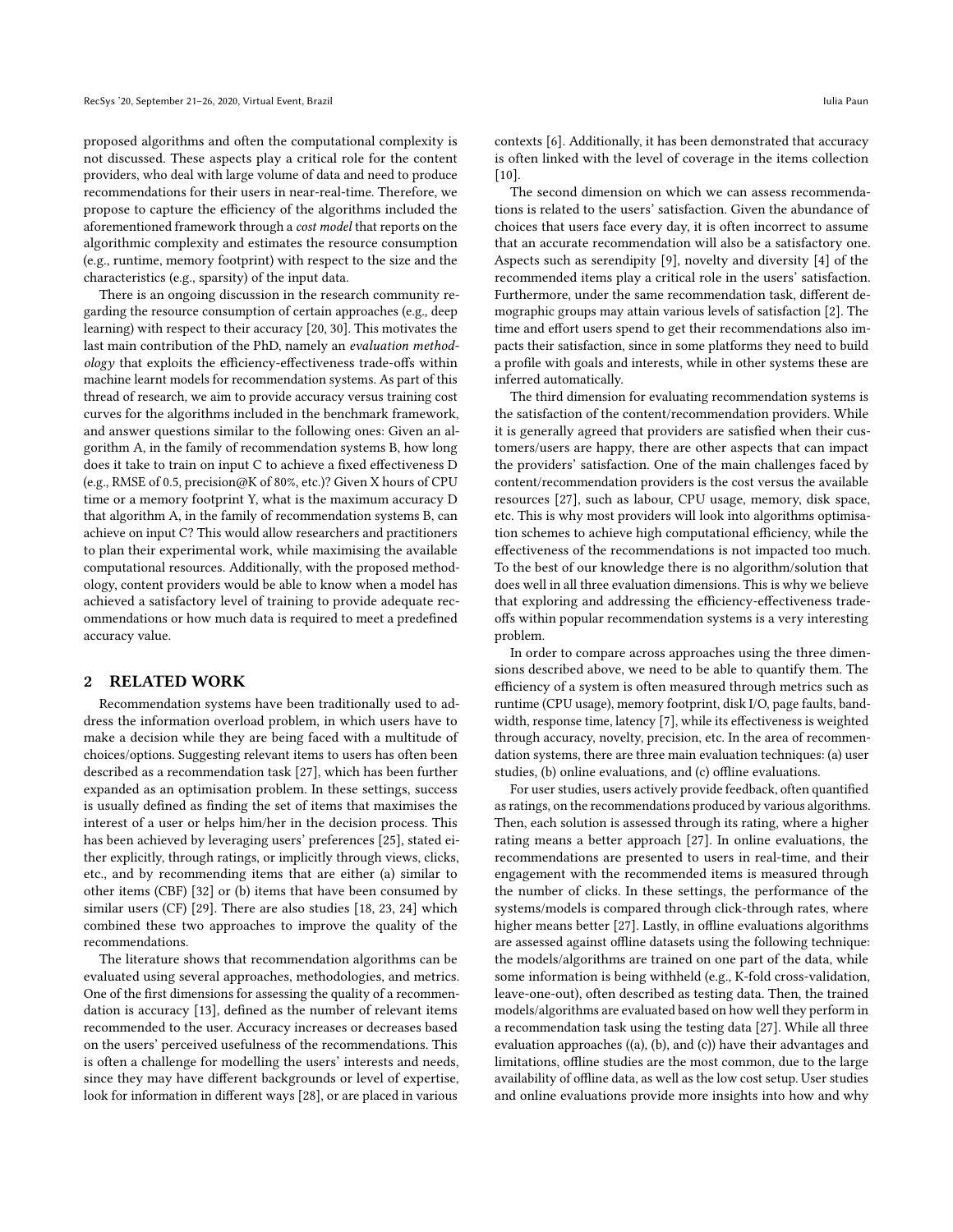proposed algorithms and often the computational complexity is not discussed. These aspects play a critical role for the content providers, who deal with large volume of data and need to produce recommendations for their users in near-real-time. Therefore, we propose to capture the efficiency of the algorithms included the aforementioned framework through a *cost model* that reports on the algorithmic complexity and estimates the resource consumption (e.g., runtime, memory footprint) with respect to the size and the characteristics (e.g., sparsity) of the input data.

There is an ongoing discussion in the research community regarding the resource consumption of certain approaches (e.g., deep learning) with respect to their accuracy [20, 30]. This motivates the last main contribution of the PhD, namely an *evaluation methodology* that exploits the efficiency-effectiveness trade-offs within machine learnt models for recommendation systems. As part of this thread of research, we aim to provide accuracy versus training cost curves for the algorithms included in the benchmark framework, and answer questions similar to the following ones: Given an algorithm A, in the family of recommendation systems B, how long does it take to train on input C to achieve a fixed effectiveness D (e.g., RMSE of 0.5, precision@K of 80%, etc.)? Given X hours of CPU time or a memory footprint Y, what is the maximum accuracy D that algorithm A, in the family of recommendation systems B, can achieve on input C? This would allow researchers and practitioners to plan their experimental work, while maximising the available computational resources. Additionally, with the proposed methodology, content providers would be able to know when a model has achieved a satisfactory level of training to provide adequate recommendations or how much data is required to meet a predefined accuracy value.

## 2 RELATED WORK

Recommendation systems have been traditionally used to address the information overload problem, in which users have to make a decision while they are being faced with a multitude of choices/options. Suggesting relevant items to users has often been described as a recommendation task [27], which has been further expanded as an optimisation problem. In these settings, success is usually defined as finding the set of items that maximises the interest of a user or helps him/her in the decision process. This has been achieved by leveraging users' preferences [25], stated either explicitly, through ratings, or implicitly through views, clicks, etc., and by recommending items that are either (a) similar to other items (CBF) [32] or (b) items that have been consumed by similar users (CF) [29]. There are also studies [18, 23, 24] which combined these two approaches to improve the quality of the recommendations.

The literature shows that recommendation algorithms can be evaluated using several approaches, methodologies, and metrics. One of the first dimensions for assessing the quality of a recommendation is accuracy [13], defined as the number of relevant items recommended to the user. Accuracy increases or decreases based on the users' perceived usefulness of the recommendations. This is often a challenge for modelling the users' interests and needs, since they may have different backgrounds or level of expertise, look for information in different ways [28], or are placed in various contexts [6]. Additionally, it has been demonstrated that accuracy is often linked with the level of coverage in the items collection [10].

The second dimension on which we can assess recommendations is related to the users' satisfaction. Given the abundance of choices that users face every day, it is often incorrect to assume that an accurate recommendation will also be a satisfactory one. Aspects such as serendipity [9], novelty and diversity [4] of the recommended items play a critical role in the users' satisfaction. Furthermore, under the same recommendation task, different demographic groups may attain various levels of satisfaction [2]. The time and effort users spend to get their recommendations also impacts their satisfaction, since in some platforms they need to build a profile with goals and interests, while in other systems these are inferred automatically.

The third dimension for evaluating recommendation systems is the satisfaction of the content/recommendation providers. While it is generally agreed that providers are satisfied when their customers/users are happy, there are other aspects that can impact the providers' satisfaction. One of the main challenges faced by content/recommendation providers is the cost versus the available resources [27], such as labour, CPU usage, memory, disk space, etc. This is why most providers will look into algorithms optimisation schemes to achieve high computational efficiency, while the effectiveness of the recommendations is not impacted too much. To the best of our knowledge there is no algorithm/solution that does well in all three evaluation dimensions. This is why we believe that exploring and addressing the efficiency-effectiveness tradeoffs within popular recommendation systems is a very interesting problem.

In order to compare across approaches using the three dimensions described above, we need to be able to quantify them. The efficiency of a system is often measured through metrics such as runtime (CPU usage), memory footprint, disk I/O, page faults, bandwidth, response time, latency [7], while its effectiveness is weighted through accuracy, novelty, precision, etc. In the area of recommendation systems, there are three main evaluation techniques: (a) user studies, (b) online evaluations, and (c) offline evaluations.

For user studies, users actively provide feedback, often quantified as ratings, on the recommendations produced by various algorithms. Then, each solution is assessed through its rating, where a higher rating means a better approach [27]. In online evaluations, the recommendations are presented to users in real-time, and their engagement with the recommended items is measured through the number of clicks. In these settings, the performance of the systems/models is compared through click-through rates, where higher means better [27]. Lastly, in offline evaluations algorithms are assessed against offline datasets using the following technique: the models/algorithms are trained on one part of the data, while some information is being withheld (e.g., K-fold cross-validation, leave-one-out), often described as testing data. Then, the trained models/algorithms are evaluated based on how well they perform in a recommendation task using the testing data [27]. While all three evaluation approaches ((a), (b), and (c)) have their advantages and limitations, offline studies are the most common, due to the large availability of offline data, as well as the low cost setup. User studies and online evaluations provide more insights into how and why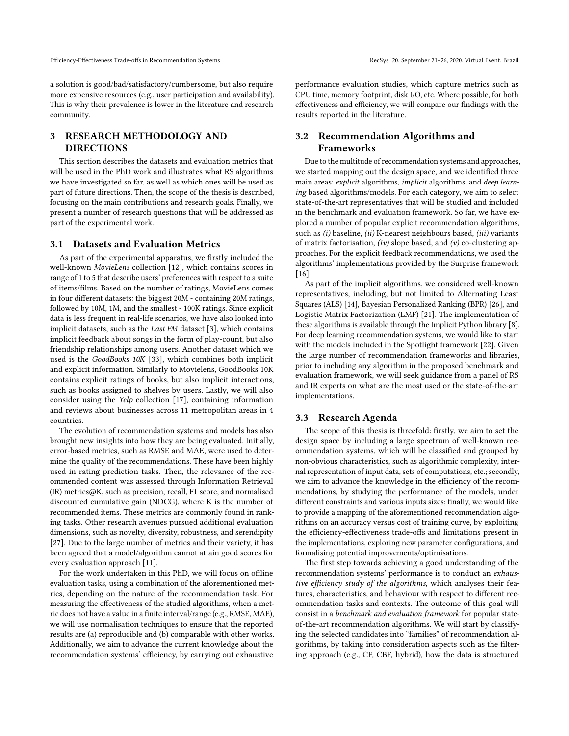a solution is good/bad/satisfactory/cumbersome, but also require more expensive resources (e.g., user participation and availability). This is why their prevalence is lower in the literature and research community.

## 3 RESEARCH METHODOLOGY AND DIRECTIONS

This section describes the datasets and evaluation metrics that will be used in the PhD work and illustrates what RS algorithms we have investigated so far, as well as which ones will be used as part of future directions. Then, the scope of the thesis is described, focusing on the main contributions and research goals. Finally, we present a number of research questions that will be addressed as part of the experimental work.

### 3.1 Datasets and Evaluation Metrics

As part of the experimental apparatus, we firstly included the well-known *MovieLens* collection [12], which contains scores in range of 1 to 5 that describe users' preferences with respect to a suite of items/films. Based on the number of ratings, MovieLens comes in four different datasets: the biggest 20M - containing 20M ratings, followed by 10M, 1M, and the smallest - 100K ratings. Since explicit data is less frequent in real-life scenarios, we have also looked into implicit datasets, such as the *Last FM* dataset [3], which contains implicit feedback about songs in the form of play-count, but also friendship relationships among users. Another dataset which we used is the *GoodBooks 10K* [33], which combines both implicit and explicit information. Similarly to Movielens, GoodBooks 10K contains explicit ratings of books, but also implicit interactions, such as books assigned to shelves by users. Lastly, we will also consider using the *Yelp* collection [17], containing information and reviews about businesses across 11 metropolitan areas in 4 countries.

The evolution of recommendation systems and models has also brought new insights into how they are being evaluated. Initially, error-based metrics, such as RMSE and MAE, were used to determine the quality of the recommendations. These have been highly used in rating prediction tasks. Then, the relevance of the recommended content was assessed through Information Retrieval (IR) metrics@K, such as precision, recall, F1 score, and normalised discounted cumulative gain (NDCG), where K is the number of recommended items. These metrics are commonly found in ranking tasks. Other research avenues pursued additional evaluation dimensions, such as novelty, diversity, robustness, and serendipity [27]. Due to the large number of metrics and their variety, it has been agreed that a model/algorithm cannot attain good scores for every evaluation approach [11].

For the work undertaken in this PhD, we will focus on offline evaluation tasks, using a combination of the aforementioned metrics, depending on the nature of the recommendation task. For measuring the effectiveness of the studied algorithms, when a metric does not have a value in a finite interval/range (e.g., RMSE, MAE), we will use normalisation techniques to ensure that the reported results are (a) reproducible and (b) comparable with other works. Additionally, we aim to advance the current knowledge about the recommendation systems' efficiency, by carrying out exhaustive performance evaluation studies, which capture metrics such as CPU time, memory footprint, disk I/O, etc. Where possible, for both effectiveness and efficiency, we will compare our findings with the results reported in the literature.

### 3.2 Recommendation Algorithms and Frameworks

Due to the multitude of recommendation systems and approaches, we started mapping out the design space, and we identified three main areas: *explicit* algorithms, *implicit* algorithms, and *deep learning* based algorithms/models. For each category, we aim to select state-of-the-art representatives that will be studied and included in the benchmark and evaluation framework. So far, we have explored a number of popular explicit recommendation algorithms, such as *(i)* baseline, *(ii)* K-nearest neighbours based, *(iii)* variants of matrix factorisation, *(iv)* slope based, and *(v)* co-clustering approaches. For the explicit feedback recommendations, we used the algorithms' implementations provided by the Surprise framework [16].

As part of the implicit algorithms, we considered well-known representatives, including, but not limited to Alternating Least Squares (ALS) [14], Bayesian Personalized Ranking (BPR) [26], and Logistic Matrix Factorization (LMF) [21]. The implementation of these algorithms is available through the Implicit Python library [8]. For deep learning recommendation systems, we would like to start with the models included in the Spotlight framework [22]. Given the large number of recommendation frameworks and libraries, prior to including any algorithm in the proposed benchmark and evaluation framework, we will seek guidance from a panel of RS and IR experts on what are the most used or the state-of-the-art implementations.

### 3.3 Research Agenda

The scope of this thesis is threefold: firstly, we aim to set the design space by including a large spectrum of well-known recommendation systems, which will be classified and grouped by non-obvious characteristics, such as algorithmic complexity, internal representation of input data, sets of computations, etc.; secondly, we aim to advance the knowledge in the efficiency of the recommendations, by studying the performance of the models, under different constraints and various inputs sizes; finally, we would like to provide a mapping of the aforementioned recommendation algorithms on an accuracy versus cost of training curve, by exploiting the efficiency-effectiveness trade-offs and limitations present in the implementations, exploring new parameter configurations, and formalising potential improvements/optimisations.

The first step towards achieving a good understanding of the recommendation systems' performance is to conduct an *exhaustive efficiency study of the algorithms*, which analyses their features, characteristics, and behaviour with respect to different recommendation tasks and contexts. The outcome of this goal will consist in a *benchmark and evaluation framework* for popular state-of-the-art recommendation algorithms. We will start by classifying the selected candidates into "families" of recommendation algorithms, by taking into consideration aspects such as the filtering approach (e.g., CF, CBF, hybrid), how the data is structured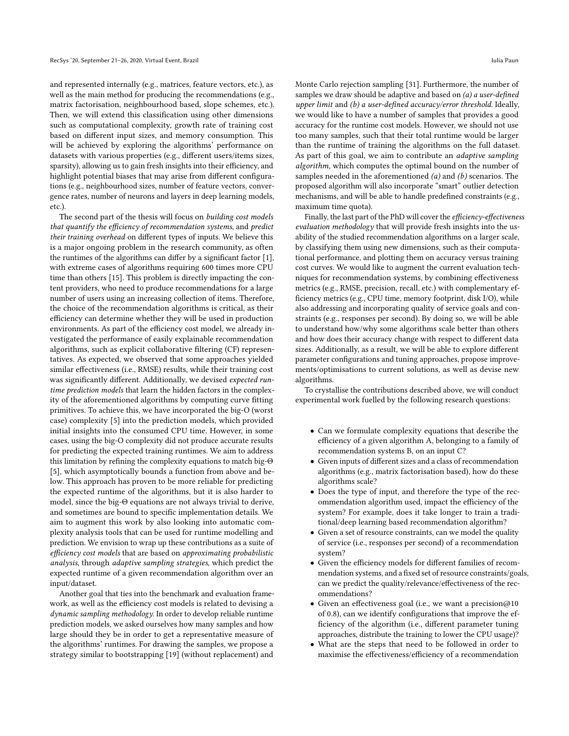and represented internally (e.g., matrices, feature vectors, etc.), as well as the main method for producing the recommendations (e.g., matrix factorisation, neighbourhood based, slope schemes, etc.). Then, we will extend this classification using other dimensions such as computational complexity, growth rate of training cost based on different input sizes, and memory consumption. This will be achieved by exploring the algorithms' performance on datasets with various properties (e.g., different users/items sizes, sparsity), allowing us to gain fresh insights into their efficiency, and highlight potential biases that may arise from different configurations (e.g., neighbourhood sizes, number of feature vectors, convergence rates, number of neurons and layers in deep learning models, etc.).

The second part of the thesis will focus on *building cost models that quantify the efficiency of recommendation systems*, and *predict their training overhead* on different types of inputs. We believe this is a major ongoing problem in the research community, as often the runtimes of the algorithms can differ by a significant factor [1], with extreme cases of algorithms requiring 600 times more CPU time than others [15]. This problem is directly impacting the content providers, who need to produce recommendations for a large number of users using an increasing collection of items. Therefore, the choice of the recommendation algorithms is critical, as their efficiency can determine whether they will be used in production environments. As part of the efficiency cost model, we already investigated the performance of easily explainable recommendation algorithms, such as explicit collaborative filtering (CF) representatives. As expected, we observed that some approaches yielded similar effectiveness (i.e., RMSE) results, while their training cost was significantly different. Additionally, we devised *expected runtime prediction models* that learn the hidden factors in the complexity of the aforementioned algorithms by computing curve fitting primitives. To achieve this, we have incorporated the big-O (worst case) complexity [5] into the prediction models, which provided initial insights into the consumed CPU time. However, in some cases, using the big-O complexity did not produce accurate results for predicting the expected training runtimes. We aim to address this limitation by refining the complexity equations to match big-Θ [5], which asymptotically bounds a function from above and below. This approach has proven to be more reliable for predicting the expected runtime of the algorithms, but it is also harder to model, since the big-Θ equations are not always trivial to derive, and sometimes are bound to specific implementation details. We aim to augment this work by also looking into automatic complexity analysis tools that can be used for runtime modelling and prediction. We envision to wrap up these contributions as a suite of *efficiency cost models* that are based on *approximating probabilistic analysis*, through *adaptive sampling strategies*, which predict the expected runtime of a given recommendation algorithm over an input/dataset.

Another goal that ties into the benchmark and evaluation framework, as well as the efficiency cost models is related to devising a *dynamic sampling methodology*. In order to develop reliable runtime prediction models, we asked ourselves how many samples and how large should they be in order to get a representative measure of the algorithms' runtimes. For drawing the samples, we propose a strategy similar to bootstrapping [19] (without replacement) and Monte Carlo rejection sampling [31]. Furthermore, the number of samples we draw should be adaptive and based on *(a) a user-defined upper limit* and *(b) a user-defined accuracy/error threshold*. Ideally, we would like to have a number of samples that provides a good accuracy for the runtime cost models. However, we should not use too many samples, such that their total runtime would be larger than the runtime of training the algorithms on the full dataset. As part of this goal, we aim to contribute an *adaptive sampling algorithm*, which computes the optimal bound on the number of samples needed in the aforementioned *(a)* and *(b)* scenarios. The proposed algorithm will also incorporate "smart" outlier detection mechanisms, and will be able to handle predefined constraints (e.g., maximum time quota).

Finally, the last part of the PhD will cover the *efficiency-effectiveness evaluation methodology* that will provide fresh insights into the usability of the studied recommendation algorithms on a larger scale, by classifying them using new dimensions, such as their computational performance, and plotting them on accuracy versus training cost curves. We would like to augment the current evaluation techniques for recommendation systems, by combining effectiveness metrics (e.g., RMSE, precision, recall, etc.) with complementary efficiency metrics (e.g., CPU time, memory footprint, disk I/O), while also addressing and incorporating quality of service goals and constraints (e.g., responses per second). By doing so, we will be able to understand how/why some algorithms scale better than others and how does their accuracy change with respect to different data sizes. Additionally, as a result, we will be able to explore different parameter configurations and tuning approaches, propose improvements/optimisations to current solutions, as well as devise new algorithms.

To crystallise the contributions described above, we will conduct experimental work fuelled by the following research questions:

- Can we formulate complexity equations that describe the efficiency of a given algorithm A, belonging to a family of recommendation systems B, on an input C?
- Given inputs of different sizes and a class of recommendation algorithms (e.g., matrix factorisation based), how do these algorithms scale?
- Does the type of input, and therefore the type of the recommendation algorithm used, impact the efficiency of the system? For example, does it take longer to train a traditional/deep learning based recommendation algorithm?
- Given a set of resource constraints, can we model the quality of service (i.e., responses per second) of a recommendation system?
- Given the efficiency models for different families of recommendation systems, and a fixed set of resource constraints/goals, can we predict the quality/relevance/effectiveness of the recommendations?
- Given an effectiveness goal (i.e., we want a precision@10 of 0.8), can we identify configurations that improve the efficiency of the algorithm (i.e., different parameter tuning approaches, distribute the training to lower the CPU usage)?
- What are the steps that need to be followed in order to maximise the effectiveness/efficiency of a recommendation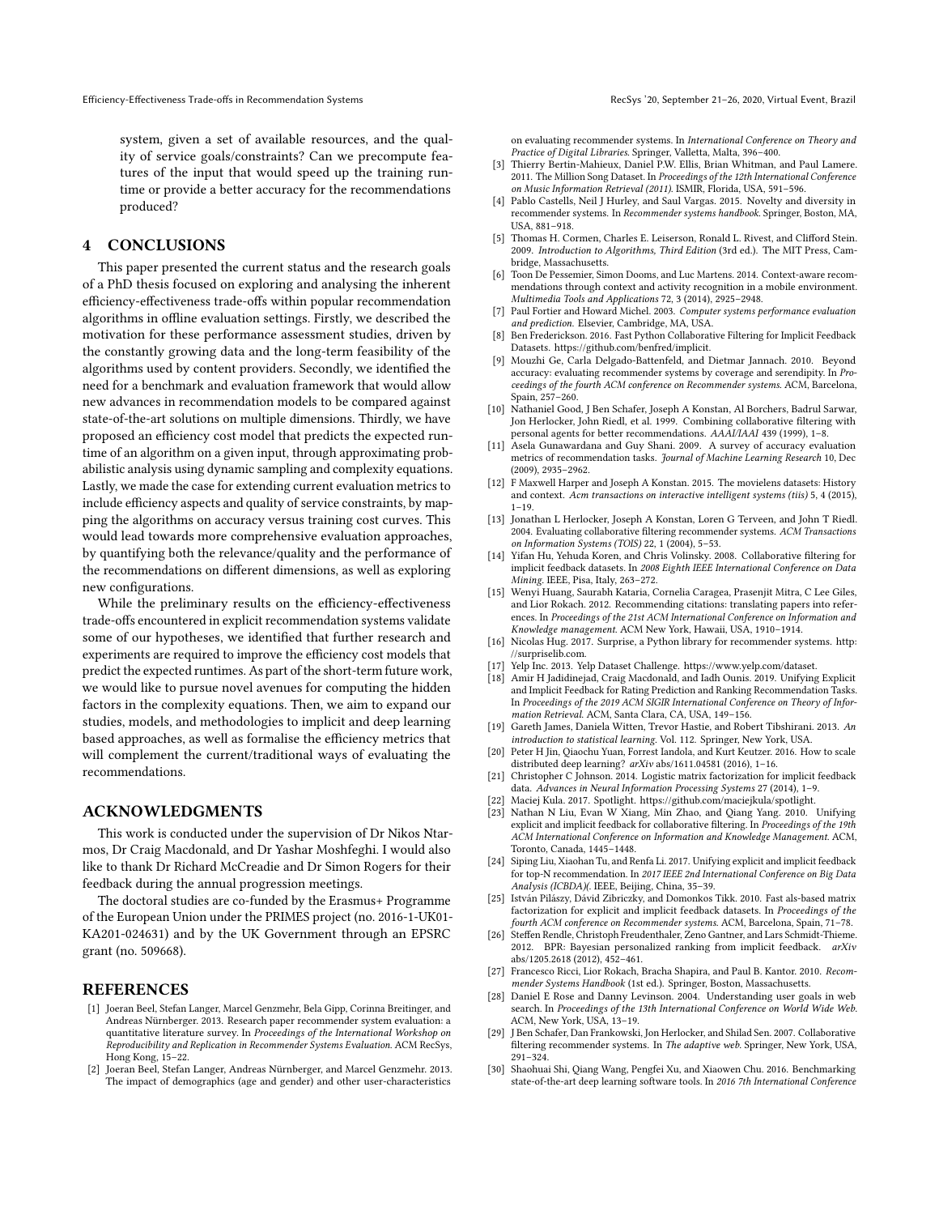system, given a set of available resources, and the quality of service goals/constraints? Can we precompute features of the input that would speed up the training runtime or provide a better accuracy for the recommendations produced?

## 4 CONCLUSIONS

This paper presented the current status and the research goals of a PhD thesis focused on exploring and analysing the inherent efficiency-effectiveness trade-offs within popular recommendation algorithms in offline evaluation settings. Firstly, we described the motivation for these performance assessment studies, driven by the constantly growing data and the long-term feasibility of the algorithms used by content providers. Secondly, we identified the need for a benchmark and evaluation framework that would allow new advances in recommendation models to be compared against state-of-the-art solutions on multiple dimensions. Thirdly, we have proposed an efficiency cost model that predicts the expected runtime of an algorithm on a given input, through approximating probabilistic analysis using dynamic sampling and complexity equations. Lastly, we made the case for extending current evaluation metrics to include efficiency aspects and quality of service constraints, by mapping the algorithms on accuracy versus training cost curves. This would lead towards more comprehensive evaluation approaches, by quantifying both the relevance/quality and the performance of the recommendations on different dimensions, as well as exploring new configurations.

While the preliminary results on the efficiency-effectiveness trade-offs encountered in explicit recommendation systems validate some of our hypotheses, we identified that further research and experiments are required to improve the efficiency cost models that predict the expected runtimes. As part of the short-term future work, we would like to pursue novel avenues for computing the hidden factors in the complexity equations. Then, we aim to expand our studies, models, and methodologies to implicit and deep learning based approaches, as well as formalise the efficiency metrics that will complement the current/traditional ways of evaluating the recommendations.

## ACKNOWLEDGMENTS

This work is conducted under the supervision of Dr Nikos Ntarmos, Dr Craig Macdonald, and Dr Yashar Moshfeghi. I would also like to thank Dr Richard McCreadie and Dr Simon Rogers for their feedback during the annual progression meetings.

The doctoral studies are co-funded by the Erasmus+ Programme of the European Union under the PRIMES project (no. 2016-1-UK01-KA201-024631) and by the UK Government through an EPSRC grant (no. 509668).

## REFERENCES

[1] Joeran Beel, Stefan Langer, Marcel Genzmehr, Bela Gipp, Corinna Breitinger, and Andreas Nürnberger. 2013. Research paper recommender system evaluation: a quantitative literature survey. In *Proceedings of the International Workshop on Reproducibility and Replication in Recommender Systems Evaluation*. ACM RecSys, Hong Kong, 15–22.

[2] Joeran Beel, Stefan Langer, Andreas Nürnberger, and Marcel Genzmehr. 2013. The impact of demographics (age and gender) and other user-characteristics on evaluating recommender systems. In *International Conference on Theory and Practice of Digital Libraries*. Springer, Valletta, Malta, 396–400.

[3] Thierry Bertin-Mahieux, Daniel P.W. Ellis, Brian Whitman, and Paul Lamere. 2011. The Million Song Dataset. In *Proceedings of the 12th International Conference on Music Information Retrieval (2011)*. ISMIR, Florida, USA, 591–596.

[4] Pablo Castells, Neil J Hurley, and Saul Vargas. 2015. Novelty and diversity in recommender systems. In *Recommender systems handbook*. Springer, Boston, MA, USA, 881–918.

[5] Thomas H. Cormen, Charles E. Leiserson, Ronald L. Rivest, and Clifford Stein. 2009. *Introduction to Algorithms, Third Edition* (3rd ed.). The MIT Press, Cambridge, Massachusetts.

[6] Toon De Pessemier, Simon Dooms, and Luc Martens. 2014. Context-aware recommendations through context and activity recognition in a mobile environment. *Multimedia Tools and Applications* 72, 3 (2014), 2925–2948.

[7] Paul Fortier and Howard Michel. 2003. *Computer systems performance evaluation and prediction*. Elsevier, Cambridge, MA, USA.

[8] Ben Frederickson. 2016. Fast Python Collaborative Filtering for Implicit Feedback Datasets. https://github.com/benfred/implicit.

[9] Mouzhi Ge, Carla Delgado-Battenfeld, and Dietmar Jannach. 2010. Beyond accuracy: evaluating recommender systems by coverage and serendipity. In *Proceedings of the fourth ACM conference on Recommender systems*. ACM, Barcelona, Spain, 257–260.

[10] Nathaniel Good, J Ben Schafer, Joseph A Konstan, Al Borchers, Badrul Sarwar, Jon Herlocker, John Riedl, et al. 1999. Combining collaborative filtering with personal agents for better recommendations. *AAAI/IAAI* 439 (1999), 1–8.

[11] Asela Gunawardana and Guy Shani. 2009. A survey of accuracy evaluation metrics of recommendation tasks. *Journal of Machine Learning Research* 10, Dec (2009), 2935–2962.

[12] F Maxwell Harper and Joseph A Konstan. 2015. The movielens datasets: History and context. *Acm transactions on interactive intelligent systems (tiis)* 5, 4 (2015), 1–19.

[13] Jonathan L Herlocker, Joseph A Konstan, Loren G Terveen, and John T Riedl. 2004. Evaluating collaborative filtering recommender systems. *ACM Transactions on Information Systems (TOIS)* 22, 1 (2004), 5–53.

[14] Yifan Hu, Yehuda Koren, and Chris Volinsky. 2008. Collaborative filtering for implicit feedback datasets. In *2008 Eighth IEEE International Conference on Data Mining*. IEEE, Pisa, Italy, 263–272.

[15] Wenyi Huang, Saurabh Kataria, Cornelia Caragea, Prasenjit Mitra, C Lee Giles, and Lior Rokach. 2012. Recommending citations: translating papers into references. In *Proceedings of the 21st ACM International Conference on Information and Knowledge management*. ACM New York, Hawaii, USA, 1910–1914.

[16] Nicolas Hug. 2017. Surprise, a Python library for recommender systems. http://surpriselib.com.

[17] Yelp Inc. 2013. Yelp Dataset Challenge. https://www.yelp.com/dataset.

[18] Amir H Jadidinejad, Craig Macdonald, and Iadh Ounis. 2019. Unifying Explicit and Implicit Feedback for Rating Prediction and Ranking Recommendation Tasks. In *Proceedings of the 2019 ACM SIGIR International Conference on Theory of Information Retrieval*. ACM, Santa Clara, CA, USA, 149–156.

[19] Gareth James, Daniela Witten, Trevor Hastie, and Robert Tibshirani. 2013. *An introduction to statistical learning*. Vol. 112. Springer, New York, USA.

[20] Peter H Jin, Qiaochu Yuan, Forrest Iandola, and Kurt Keutzer. 2016. How to scale distributed deep learning? *arXiv* abs/1611.04581 (2016), 1–16.

[21] Christopher C Johnson. 2014. Logistic matrix factorization for implicit feedback data. *Advances in Neural Information Processing Systems* 27 (2014), 1–9.

[22] Maciej Kula. 2017. Spotlight. https://github.com/maciejkula/spotlight.

[23] Nathan N Liu, Evan W Xiang, Min Zhao, and Qiang Yang. 2010. Unifying explicit and implicit feedback for collaborative filtering. In *Proceedings of the 19th ACM International Conference on Information and Knowledge Management*. ACM, Toronto, Canada, 1445–1448.

[24] Siping Liu, Xiaohan Tu, and Renfa Li. 2017. Unifying explicit and implicit feedback for top-N recommendation. In *2017 IEEE 2nd International Conference on Big Data Analysis (ICBDA)(*. IEEE, Beijing, China, 35–39.

[25] István Pilászy, Dávid Zibriczky, and Domonkos Tikk. 2010. Fast als-based matrix factorization for explicit and implicit feedback datasets. In *Proceedings of the fourth ACM conference on Recommender systems*. ACM, Barcelona, Spain, 71–78.

[26] Steffen Rendle, Christoph Freudenthaler, Zeno Gantner, and Lars Schmidt-Thieme. 2012. BPR: Bayesian personalized ranking from implicit feedback. *arXiv* abs/1205.2618 (2012), 452–461.

[27] Francesco Ricci, Lior Rokach, Bracha Shapira, and Paul B. Kantor. 2010. *Recommender Systems Handbook* (1st ed.). Springer, Boston, Massachusetts.

[28] Daniel E Rose and Danny Levinson. 2004. Understanding user goals in web search. In *Proceedings of the 13th International Conference on World Wide Web*. ACM, New York, USA, 13–19.

[29] J Ben Schafer, Dan Frankowski, Jon Herlocker, and Shilad Sen. 2007. Collaborative filtering recommender systems. In *The adaptive web*. Springer, New York, USA, 291–324.

[30] Shaohuai Shi, Qiang Wang, Pengfei Xu, and Xiaowen Chu. 2016. Benchmarking state-of-the-art deep learning software tools. In *2016 7th International Conference*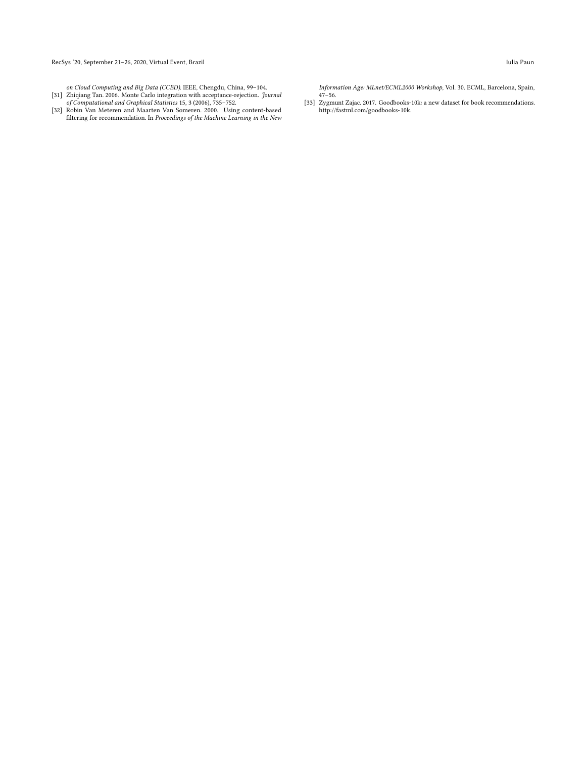on Cloud Computing and Big Data (CCBD)*. IEEE, Chengdu, China, 99–104.

[31] Zhiqiang Tan. 2006. Monte Carlo integration with acceptance-rejection. *Journal of Computational and Graphical Statistics* 15, 3 (2006), 735–752.

[32] Robin Van Meteren and Maarten Van Someren. 2000. Using content-based filtering for recommendation. In *Proceedings of the Machine Learning in the New Information Age: MLnet/ECML2000 Workshop*, Vol. 30. ECML, Barcelona, Spain, 47–56.

[33] Zygmunt Zajac. 2017. Goodbooks-10k: a new dataset for book recommendations. http://fastml.com/goodbooks-10k.